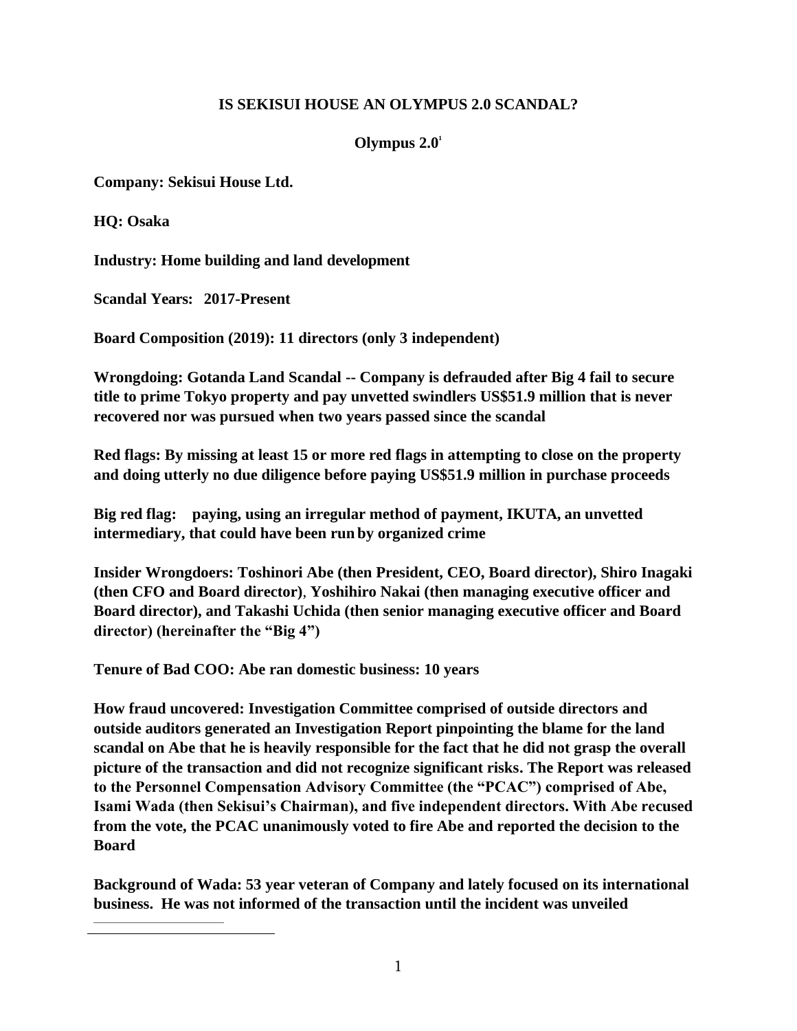# IS SEKISUI HOUSE AN OLYMPUS 2.0 SCANDAL?

## Olympus 2.0[1]

**Company: Sekisui House Ltd.**

**HQ: Osaka**

**Industry: Home building and land development**

**Scandal Years: 2017-Present**

**Board Composition (2019): 11 directors (only 3 independent)**

**Wrongdoing: Gotanda Land Scandal -- Company is defrauded after Big 4 fail to secure title to prime Tokyo property and pay unvetted swindlers US$51.9 million that is never recovered nor was pursued when two years passed since the scandal**

**Red flags: By missing at least 15 or more red flags in attempting to close on the property and doing utterly no due diligence before paying US$51.9 million in purchase proceeds**

**Big red flag: paying, using an irregular method of payment, IKUTA, an unvetted intermediary, that could have been run by organized crime**

**Insider Wrongdoers: Toshinori Abe (then President, CEO, Board director), Shiro Inagaki (then CFO and Board director), Yoshihiro Nakai (then managing executive officer and Board director), and Takashi Uchida (then senior managing executive officer and Board director) (hereinafter the "Big 4")**

**Tenure of Bad COO: Abe ran domestic business: 10 years**

**How fraud uncovered: Investigation Committee comprised of outside directors and outside auditors generated an Investigation Report pinpointing the blame for the land scandal on Abe that he is heavily responsible for the fact that he did not grasp the overall picture of the transaction and did not recognize significant risks. The Report was released to the Personnel Compensation Advisory Committee (the "PCAC") comprised of Abe, Isami Wada (then Sekisui's Chairman), and five independent directors. With Abe recused from the vote, the PCAC unanimously voted to fire Abe and reported the decision to the Board**

**Background of Wada: 53 year veteran of Company and lately focused on its international business. He was not informed of the transaction until the incident was unveiled**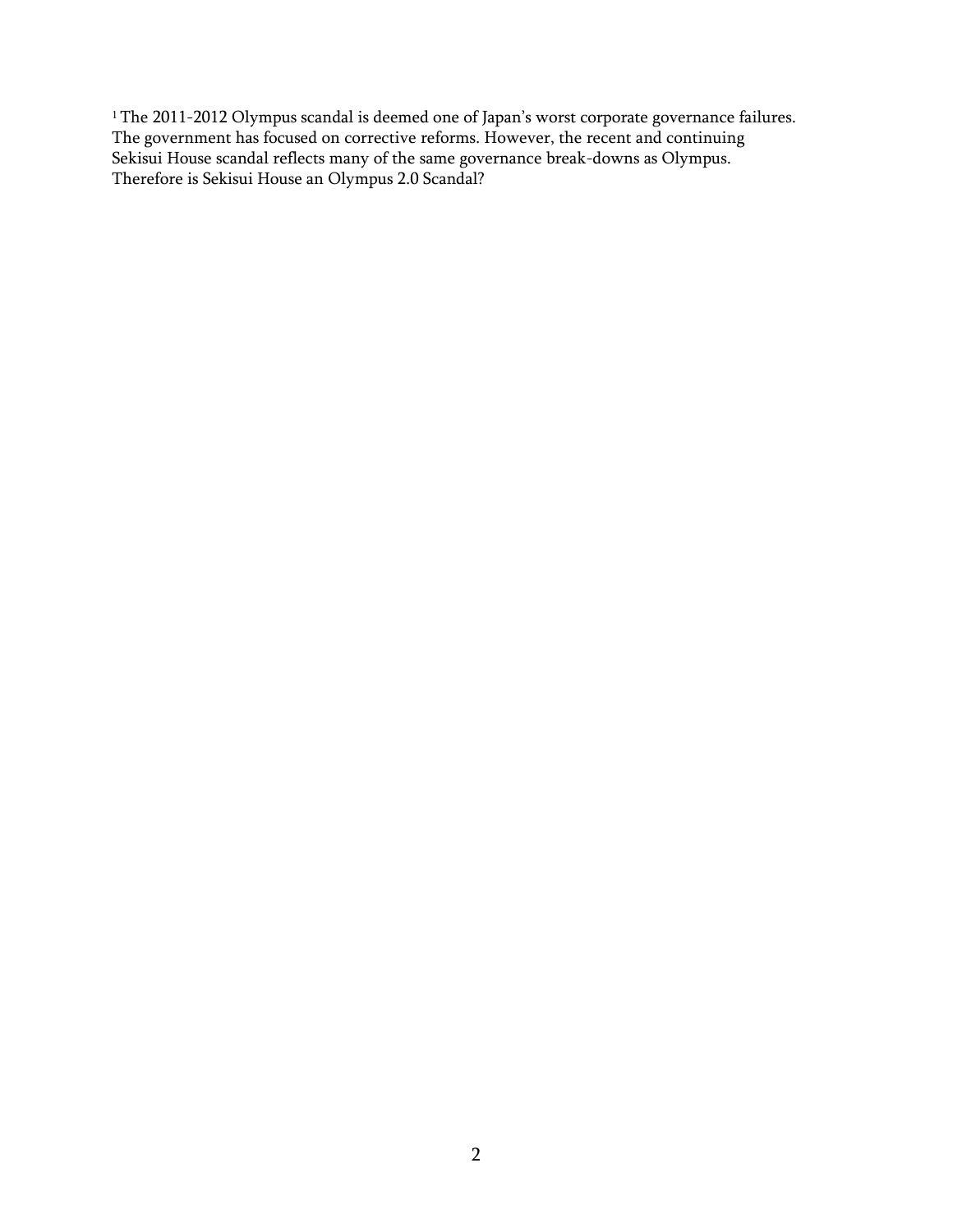[1] The 2011-2012 Olympus scandal is deemed one of Japan's worst corporate governance failures. The government has focused on corrective reforms. However, the recent and continuing Sekisui House scandal reflects many of the same governance break-downs as Olympus. Therefore is Sekisui House an Olympus 2.0 Scandal?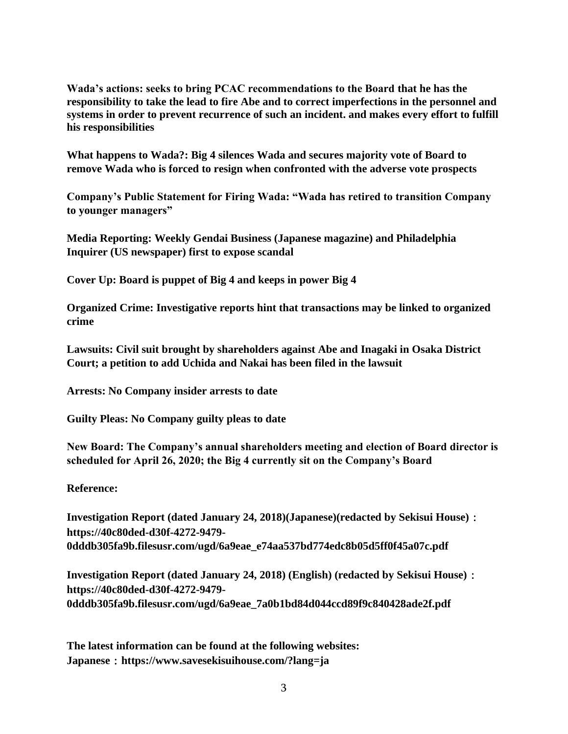**Wada's actions: seeks to bring PCAC recommendations to the Board that he has the responsibility to take the lead to fire Abe and to correct imperfections in the personnel and systems in order to prevent recurrence of such an incident. and makes every effort to fulfill his responsibilities**

**What happens to Wada?: Big 4 silences Wada and secures majority vote of Board to remove Wada who is forced to resign when confronted with the adverse vote prospects**

**Company's Public Statement for Firing Wada: "Wada has retired to transition Company to younger managers"**

**Media Reporting: Weekly Gendai Business (Japanese magazine) and Philadelphia Inquirer (US newspaper) first to expose scandal**

**Cover Up: Board is puppet of Big 4 and keeps in power Big 4**

**Organized Crime: Investigative reports hint that transactions may be linked to organized crime**

**Lawsuits: Civil suit brought by shareholders against Abe and Inagaki in Osaka District Court; a petition to add Uchida and Nakai has been filed in the lawsuit**

**Arrests: No Company insider arrests to date**

**Guilty Pleas: No Company guilty pleas to date**

**New Board: The Company's annual shareholders meeting and election of Board director is scheduled for April 26, 2020; the Big 4 currently sit on the Company's Board**

**Reference:**

**Investigation Report (dated January 24, 2018)(Japanese)(redacted by Sekisui House)：https://40c80ded-d30f-4272-9479-0dddb305fa9b.filesusr.com/ugd/6a9eae_e74aa537bd774edc8b05d5ff0f45a07c.pdf**

**Investigation Report (dated January 24, 2018) (English) (redacted by Sekisui House)：https://40c80ded-d30f-4272-9479-0dddb305fa9b.filesusr.com/ugd/6a9eae_7a0b1bd84d044ccd89f9c840428ade2f.pdf**

**The latest information can be found at the following websites:**
**Japanese：https://www.savesekisuihouse.com/?lang=ja**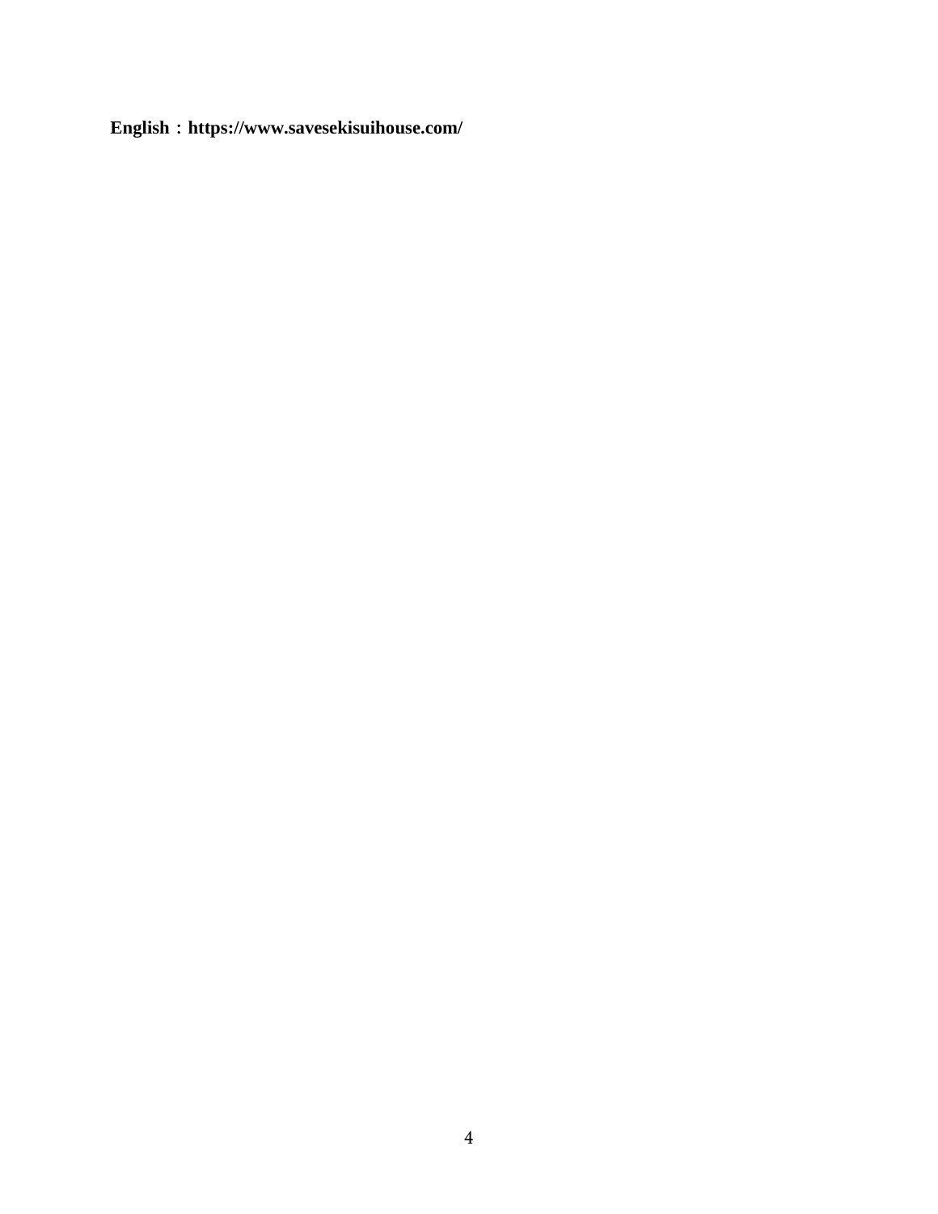**English：https://www.savesekisuihouse.com/**